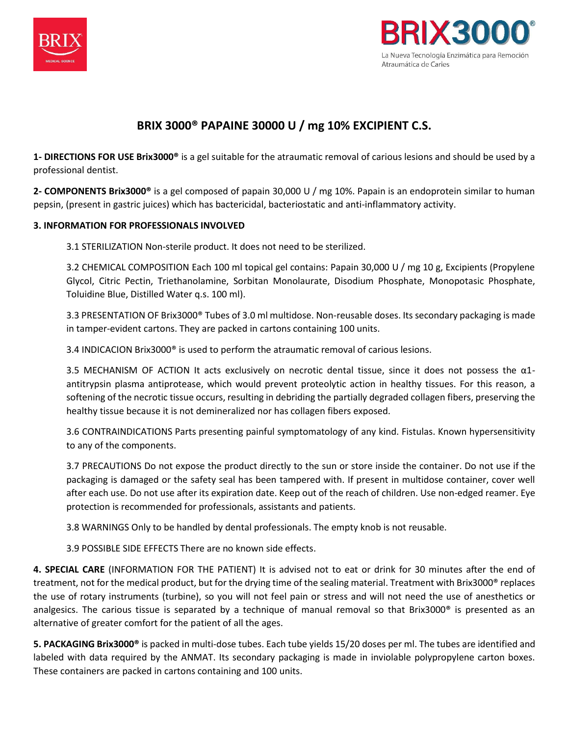BRIX3000®

La Nueva Tecnología Enzimática para Remoción Atraumática de Caries

# BRIX 3000® PAPAINE 30000 U / mg 10% EXCIPIENT C.S.

**1- DIRECTIONS FOR USE Brix3000®** is a gel suitable for the atraumatic removal of carious lesions and should be used by a professional dentist.

**2- COMPONENTS Brix3000®** is a gel composed of papain 30,000 U / mg 10%. Papain is an endoprotein similar to human pepsin, (present in gastric juices) which has bactericidal, bacteriostatic and anti-inflammatory activity.

**3. INFORMATION FOR PROFESSIONALS INVOLVED**

3.1 STERILIZATION Non-sterile product. It does not need to be sterilized.

3.2 CHEMICAL COMPOSITION Each 100 ml topical gel contains: Papain 30,000 U / mg 10 g, Excipients (Propylene Glycol, Citric Pectin, Triethanolamine, Sorbitan Monolaurate, Disodium Phosphate, Monopotasic Phosphate, Toluidine Blue, Distilled Water q.s. 100 ml).

3.3 PRESENTATION OF Brix3000® Tubes of 3.0 ml multidose. Non-reusable doses. Its secondary packaging is made in tamper-evident cartons. They are packed in cartons containing 100 units.

3.4 INDICACION Brix3000® is used to perform the atraumatic removal of carious lesions.

3.5 MECHANISM OF ACTION It acts exclusively on necrotic dental tissue, since it does not possess the α1-antitrypsin plasma antiprotease, which would prevent proteolytic action in healthy tissues. For this reason, a softening of the necrotic tissue occurs, resulting in debriding the partially degraded collagen fibers, preserving the healthy tissue because it is not demineralized nor has collagen fibers exposed.

3.6 CONTRAINDICATIONS Parts presenting painful symptomatology of any kind. Fistulas. Known hypersensitivity to any of the components.

3.7 PRECAUTIONS Do not expose the product directly to the sun or store inside the container. Do not use if the packaging is damaged or the safety seal has been tampered with. If present in multidose container, cover well after each use. Do not use after its expiration date. Keep out of the reach of children. Use non-edged reamer. Eye protection is recommended for professionals, assistants and patients.

3.8 WARNINGS Only to be handled by dental professionals. The empty knob is not reusable.

3.9 POSSIBLE SIDE EFFECTS There are no known side effects.

**4. SPECIAL CARE** (INFORMATION FOR THE PATIENT) It is advised not to eat or drink for 30 minutes after the end of treatment, not for the medical product, but for the drying time of the sealing material. Treatment with Brix3000® replaces the use of rotary instruments (turbine), so you will not feel pain or stress and will not need the use of anesthetics or analgesics. The carious tissue is separated by a technique of manual removal so that Brix3000® is presented as an alternative of greater comfort for the patient of all the ages.

**5. PACKAGING Brix3000®** is packed in multi-dose tubes. Each tube yields 15/20 doses per ml. The tubes are identified and labeled with data required by the ANMAT. Its secondary packaging is made in inviolable polypropylene carton boxes. These containers are packed in cartons containing and 100 units.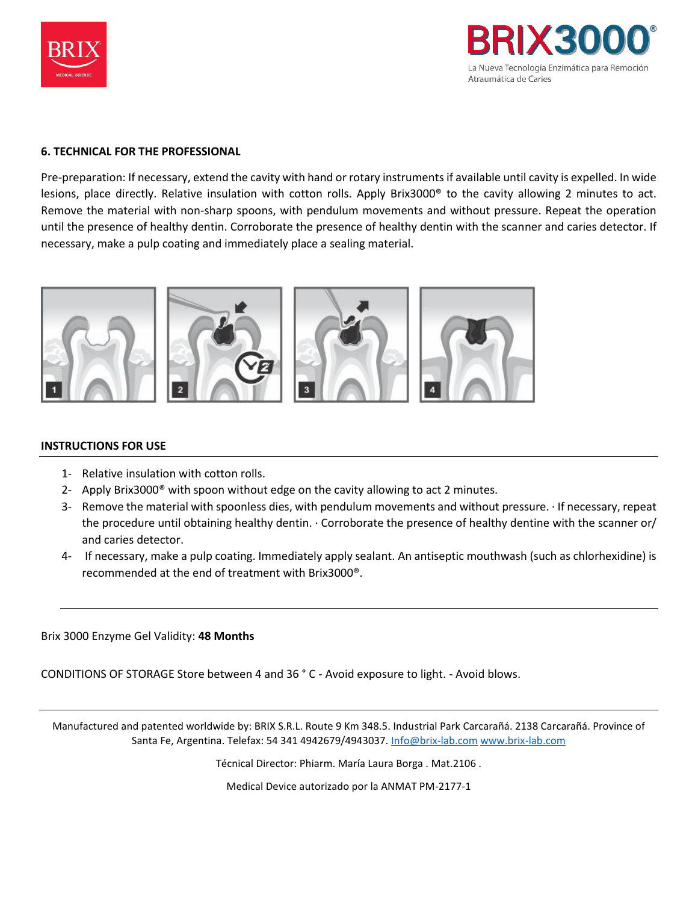## 6. TECHNICAL FOR THE PROFESSIONAL

Pre-preparation: If necessary, extend the cavity with hand or rotary instruments if available until cavity is expelled. In wide lesions, place directly. Relative insulation with cotton rolls. Apply Brix3000® to the cavity allowing 2 minutes to act. Remove the material with non-sharp spoons, with pendulum movements and without pressure. Repeat the operation until the presence of healthy dentin. Corroborate the presence of healthy dentin with the scanner and caries detector. If necessary, make a pulp coating and immediately place a sealing material.

1

2

3

4

## INSTRUCTIONS FOR USE

1- Relative insulation with cotton rolls.
2- Apply Brix3000® with spoon without edge on the cavity allowing to act 2 minutes.
3- Remove the material with spoonless dies, with pendulum movements and without pressure. · If necessary, repeat the procedure until obtaining healthy dentin. · Corroborate the presence of healthy dentine with the scanner or/ and caries detector.
4- If necessary, make a pulp coating. Immediately apply sealant. An antiseptic mouthwash (such as chlorhexidine) is recommended at the end of treatment with Brix3000®.

---

Brix 3000 Enzyme Gel Validity: **48 Months**

CONDITIONS OF STORAGE Store between 4 and 36 ° C - Avoid exposure to light. - Avoid blows.

---

Manufactured and patented worldwide by: BRIX S.R.L. Route 9 Km 348.5. Industrial Park Carcarañá. 2138 Carcarañá. Province of Santa Fe, Argentina. Telefax: 54 341 4942679/4943037. Info@brix-lab.com www.brix-lab.com

Técnical Director: Phiarm. María Laura Borga . Mat.2106 .

Medical Device autorizado por la ANMAT PM-2177-1